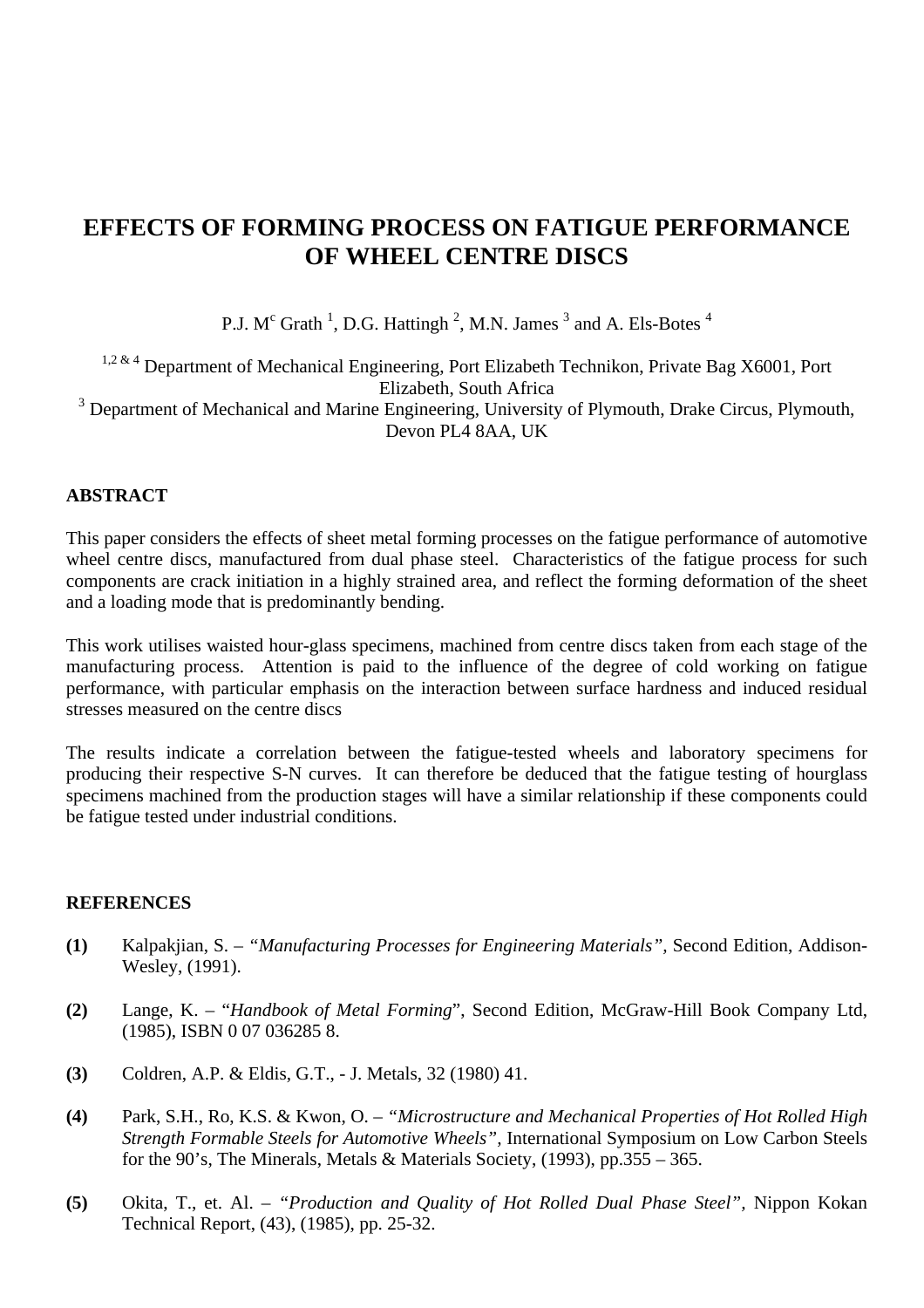# EFFECTS OF FORMING PROCESS ON FATIGUE PERFORMANCE OF WHEEL CENTRE DISCS

P.J. M$^c$ Grath [1], D.G. Hattingh [2], M.N. James [3] and A. Els-Botes [4]

[1,2 & 4] Department of Mechanical Engineering, Port Elizabeth Technikon, Private Bag X6001, Port Elizabeth, South Africa

[3] Department of Mechanical and Marine Engineering, University of Plymouth, Drake Circus, Plymouth, Devon PL4 8AA, UK

## ABSTRACT

This paper considers the effects of sheet metal forming processes on the fatigue performance of automotive wheel centre discs, manufactured from dual phase steel. Characteristics of the fatigue process for such components are crack initiation in a highly strained area, and reflect the forming deformation of the sheet and a loading mode that is predominantly bending.

This work utilises waisted hour-glass specimens, machined from centre discs taken from each stage of the manufacturing process. Attention is paid to the influence of the degree of cold working on fatigue performance, with particular emphasis on the interaction between surface hardness and induced residual stresses measured on the centre discs

The results indicate a correlation between the fatigue-tested wheels and laboratory specimens for producing their respective S-N curves. It can therefore be deduced that the fatigue testing of hourglass specimens machined from the production stages will have a similar relationship if these components could be fatigue tested under industrial conditions.

## REFERENCES

**(1)** Kalpakjian, S. – *"Manufacturing Processes for Engineering Materials"*, Second Edition, Addison-Wesley, (1991).

**(2)** Lange, K. – "*Handbook of Metal Forming*", Second Edition, McGraw-Hill Book Company Ltd, (1985), ISBN 0 07 036285 8.

**(3)** Coldren, A.P. & Eldis, G.T., - J. Metals, 32 (1980) 41.

**(4)** Park, S.H., Ro, K.S. & Kwon, O. – *"Microstructure and Mechanical Properties of Hot Rolled High Strength Formable Steels for Automotive Wheels"*, International Symposium on Low Carbon Steels for the 90's, The Minerals, Metals & Materials Society, (1993), pp.355 – 365.

**(5)** Okita, T., et. Al. – *"Production and Quality of Hot Rolled Dual Phase Steel"*, Nippon Kokan Technical Report, (43), (1985), pp. 25-32.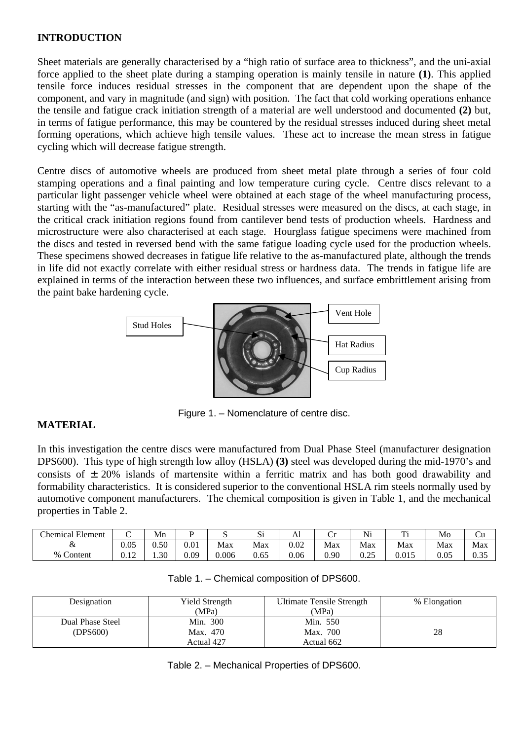## INTRODUCTION

Sheet materials are generally characterised by a "high ratio of surface area to thickness", and the uni-axial force applied to the sheet plate during a stamping operation is mainly tensile in nature **(1)**. This applied tensile force induces residual stresses in the component that are dependent upon the shape of the component, and vary in magnitude (and sign) with position. The fact that cold working operations enhance the tensile and fatigue crack initiation strength of a material are well understood and documented **(2)** but, in terms of fatigue performance, this may be countered by the residual stresses induced during sheet metal forming operations, which achieve high tensile values. These act to increase the mean stress in fatigue cycling which will decrease fatigue strength.

Centre discs of automotive wheels are produced from sheet metal plate through a series of four cold stamping operations and a final painting and low temperature curing cycle. Centre discs relevant to a particular light passenger vehicle wheel were obtained at each stage of the wheel manufacturing process, starting with the "as-manufactured" plate. Residual stresses were measured on the discs, at each stage, in the critical crack initiation regions found from cantilever bend tests of production wheels. Hardness and microstructure were also characterised at each stage. Hourglass fatigue specimens were machined from the discs and tested in reversed bend with the same fatigue loading cycle used for the production wheels. These specimens showed decreases in fatigue life relative to the as-manufactured plate, although the trends in life did not exactly correlate with either residual stress or hardness data. The trends in fatigue life are explained in terms of the interaction between these two influences, and surface embrittlement arising from the paint bake hardening cycle.

Stud Holes

Vent Hole

Hat Radius

Cup Radius

Figure 1. – Nomenclature of centre disc.

## MATERIAL

In this investigation the centre discs were manufactured from Dual Phase Steel (manufacturer designation DPS600). This type of high strength low alloy (HSLA) **(3)** steel was developed during the mid-1970's and consists of $\pm$ 20% islands of martensite within a ferritic matrix and has both good drawability and formability characteristics. It is considered superior to the conventional HSLA rim steels normally used by automotive component manufacturers. The chemical composition is given in Table 1, and the mechanical properties in Table 2.

| Chemical Element & % Content | C | Mn | P | S | Si | Al | Cr | Ni | Ti | Mo | Cu |
|---|---|---|---|---|---|---|---|---|---|---|---|
| | 0.05 | 0.50 | 0.01 | Max | Max | 0.02 | Max | Max | Max | Max | Max |
| | 0.12 | 1.30 | 0.09 | 0.006 | 0.65 | 0.06 | 0.90 | 0.25 | 0.015 | 0.05 | 0.35 |

Table 1. – Chemical composition of DPS600.

| Designation | Yield Strength (MPa) | Ultimate Tensile Strength (MPa) | % Elongation |
|---|---|---|---|
| Dual Phase Steel (DPS600) | Min. 300<br>Max. 470<br>Actual 427 | Min. 550<br>Max. 700<br>Actual 662 | 28 |

Table 2. – Mechanical Properties of DPS600.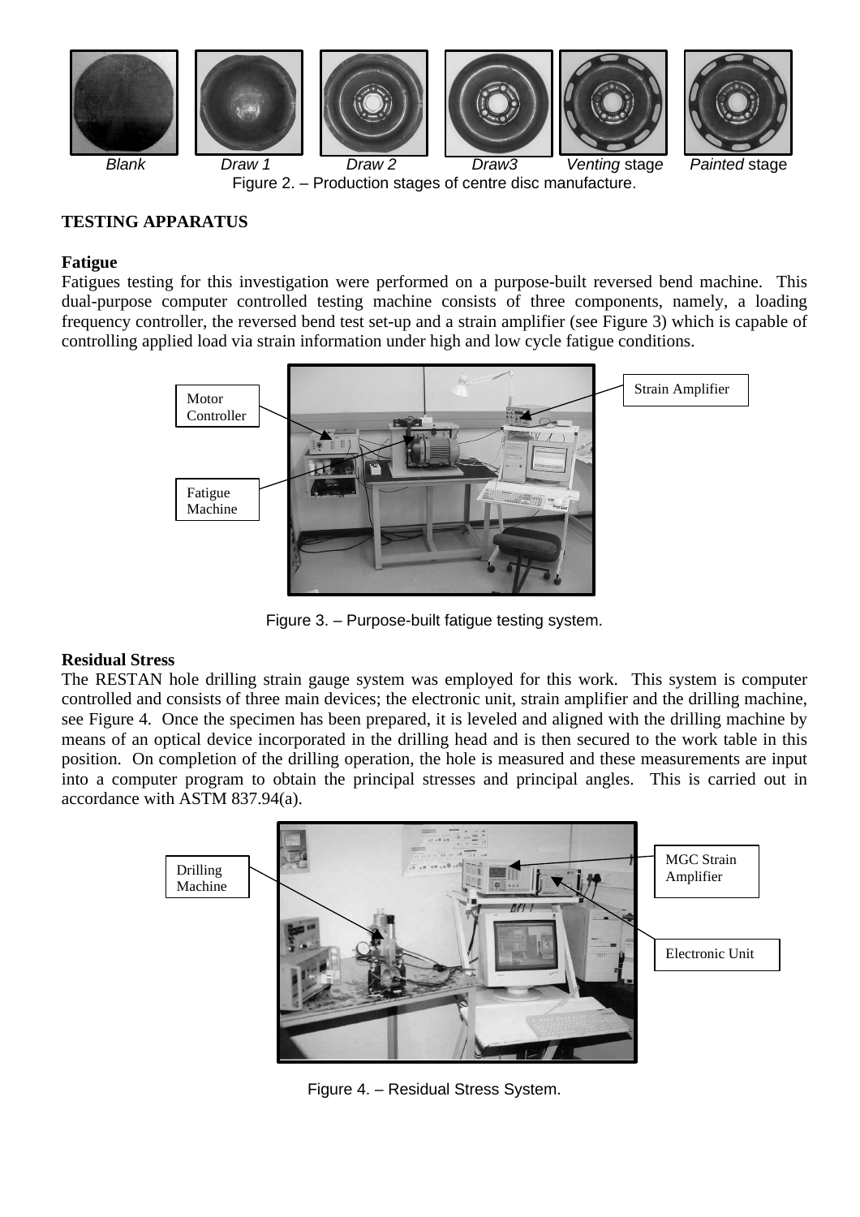*Blank* *Draw 1* *Draw 2* *Draw3* *Venting* stage *Painted* stage

Figure 2. – Production stages of centre disc manufacture.

## TESTING APPARATUS

### Fatigue

Fatigues testing for this investigation were performed on a purpose-built reversed bend machine. This dual-purpose computer controlled testing machine consists of three components, namely, a loading frequency controller, the reversed bend test set-up and a strain amplifier (see Figure 3) which is capable of controlling applied load via strain information under high and low cycle fatigue conditions.

Motor Controller

Fatigue Machine

Strain Amplifier

Figure 3. – Purpose-built fatigue testing system.

### Residual Stress

The RESTAN hole drilling strain gauge system was employed for this work. This system is computer controlled and consists of three main devices; the electronic unit, strain amplifier and the drilling machine, see Figure 4. Once the specimen has been prepared, it is leveled and aligned with the drilling machine by means of an optical device incorporated in the drilling head and is then secured to the work table in this position. On completion of the drilling operation, the hole is measured and these measurements are input into a computer program to obtain the principal stresses and principal angles. This is carried out in accordance with ASTM 837.94(a).

Drilling Machine

MGC Strain Amplifier

Electronic Unit

Figure 4. – Residual Stress System.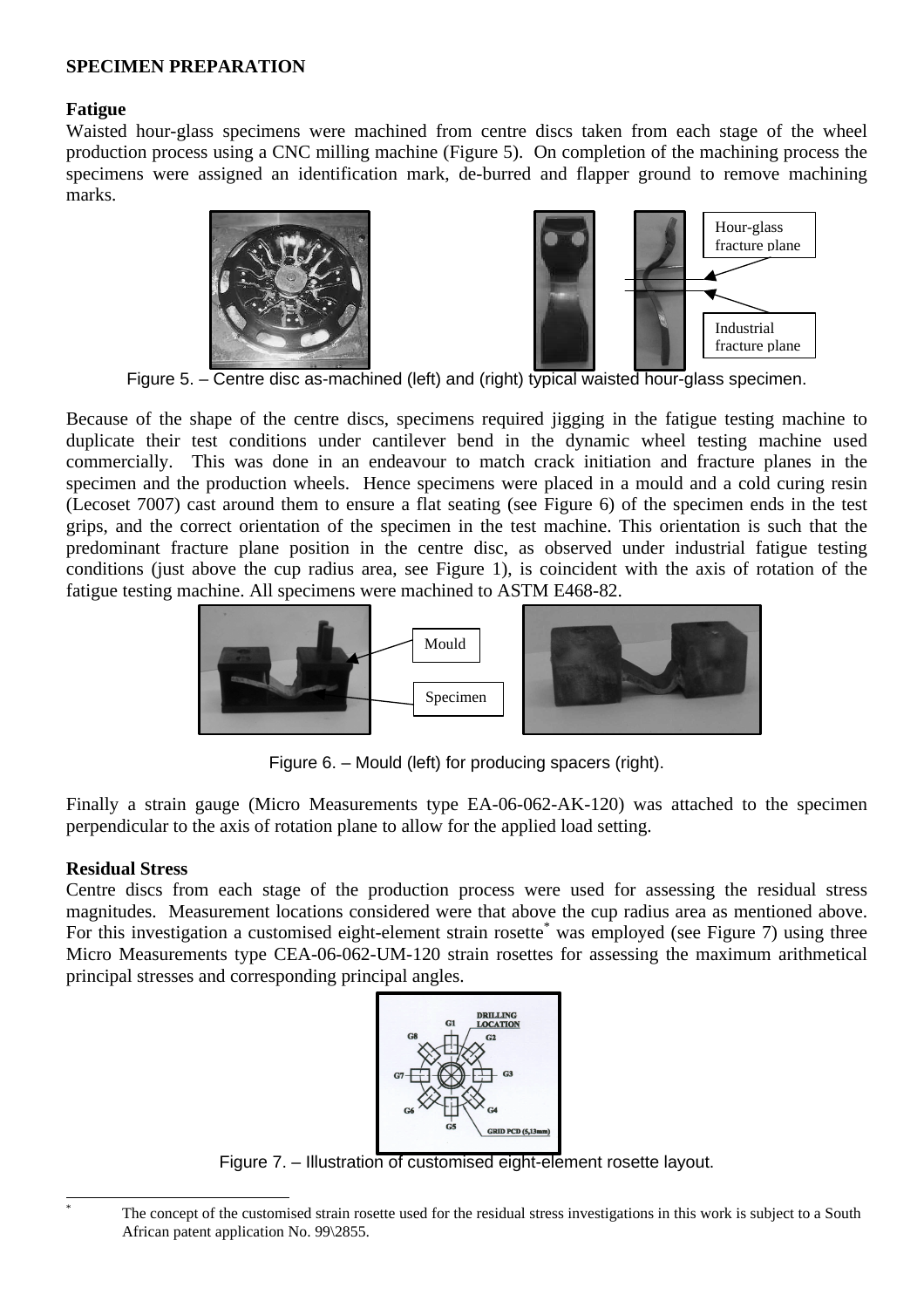**SPECIMEN PREPARATION**

**Fatigue**

Waisted hour-glass specimens were machined from centre discs taken from each stage of the wheel production process using a CNC milling machine (Figure 5). On completion of the machining process the specimens were assigned an identification mark, de-burred and flapper ground to remove machining marks.

Hour-glass fracture plane

Industrial fracture plane

Figure 5. – Centre disc as-machined (left) and (right) typical waisted hour-glass specimen.

Because of the shape of the centre discs, specimens required jigging in the fatigue testing machine to duplicate their test conditions under cantilever bend in the dynamic wheel testing machine used commercially. This was done in an endeavour to match crack initiation and fracture planes in the specimen and the production wheels. Hence specimens were placed in a mould and a cold curing resin (Lecoset 7007) cast around them to ensure a flat seating (see Figure 6) of the specimen ends in the test grips, and the correct orientation of the specimen in the test machine. This orientation is such that the predominant fracture plane position in the centre disc, as observed under industrial fatigue testing conditions (just above the cup radius area, see Figure 1), is coincident with the axis of rotation of the fatigue testing machine. All specimens were machined to ASTM E468-82.

Mould

Specimen

Figure 6. – Mould (left) for producing spacers (right).

Finally a strain gauge (Micro Measurements type EA-06-062-AK-120) was attached to the specimen perpendicular to the axis of rotation plane to allow for the applied load setting.

**Residual Stress**

Centre discs from each stage of the production process were used for assessing the residual stress magnitudes. Measurement locations considered were that above the cup radius area as mentioned above. For this investigation a customised eight-element strain rosette* was employed (see Figure 7) using three Micro Measurements type CEA-06-062-UM-120 strain rosettes for assessing the maximum arithmetical principal stresses and corresponding principal angles.

Figure 7. – Illustration of customised eight-element rosette layout.

---

* The concept of the customised strain rosette used for the residual stress investigations in this work is subject to a South African patent application No. 99\2855.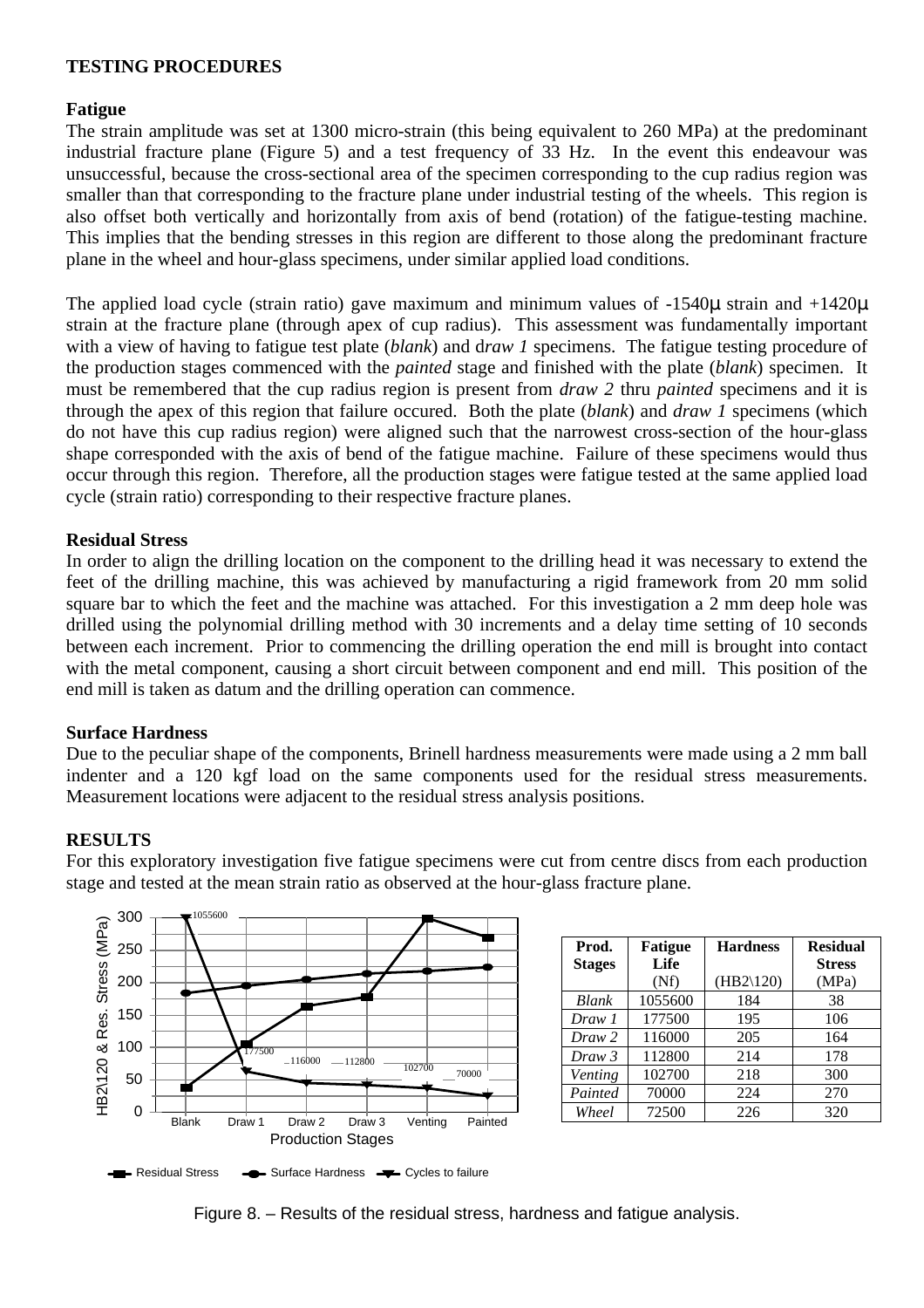**TESTING PROCEDURES**

**Fatigue**

The strain amplitude was set at 1300 micro-strain (this being equivalent to 260 MPa) at the predominant industrial fracture plane (Figure 5) and a test frequency of 33 Hz. In the event this endeavour was unsuccessful, because the cross-sectional area of the specimen corresponding to the cup radius region was smaller than that corresponding to the fracture plane under industrial testing of the wheels. This region is also offset both vertically and horizontally from axis of bend (rotation) of the fatigue-testing machine. This implies that the bending stresses in this region are different to those along the predominant fracture plane in the wheel and hour-glass specimens, under similar applied load conditions.

The applied load cycle (strain ratio) gave maximum and minimum values of -1540μ strain and +1420μ strain at the fracture plane (through apex of cup radius). This assessment was fundamentally important with a view of having to fatigue test plate (*blank*) and d*raw 1* specimens. The fatigue testing procedure of the production stages commenced with the *painted* stage and finished with the plate (*blank*) specimen. It must be remembered that the cup radius region is present from *draw 2* thru *painted* specimens and it is through the apex of this region that failure occured. Both the plate (*blank*) and *draw 1* specimens (which do not have this cup radius region) were aligned such that the narrowest cross-section of the hour-glass shape corresponded with the axis of bend of the fatigue machine. Failure of these specimens would thus occur through this region. Therefore, all the production stages were fatigue tested at the same applied load cycle (strain ratio) corresponding to their respective fracture planes.

**Residual Stress**

In order to align the drilling location on the component to the drilling head it was necessary to extend the feet of the drilling machine, this was achieved by manufacturing a rigid framework from 20 mm solid square bar to which the feet and the machine was attached. For this investigation a 2 mm deep hole was drilled using the polynomial drilling method with 30 increments and a delay time setting of 10 seconds between each increment. Prior to commencing the drilling operation the end mill is brought into contact with the metal component, causing a short circuit between component and end mill. This position of the end mill is taken as datum and the drilling operation can commence.

**Surface Hardness**

Due to the peculiar shape of the components, Brinell hardness measurements were made using a 2 mm ball indenter and a 120 kgf load on the same components used for the residual stress measurements. Measurement locations were adjacent to the residual stress analysis positions.

**RESULTS**

For this exploratory investigation five fatigue specimens were cut from centre discs from each production stage and tested at the mean strain ratio as observed at the hour-glass fracture plane.

| Prod. Stages | Fatigue Life (Nf) | Hardness (HB2\120) | Residual Stress (MPa) |
|---|---|---|---|
| *Blank* | 1055600 | 184 | 38 |
| *Draw 1* | 177500 | 195 | 106 |
| *Draw 2* | 116000 | 205 | 164 |
| *Draw 3* | 112800 | 214 | 178 |
| *Venting* | 102700 | 218 | 300 |
| *Painted* | 70000 | 224 | 270 |
| *Wheel* | 72500 | 226 | 320 |

Figure 8. – Results of the residual stress, hardness and fatigue analysis.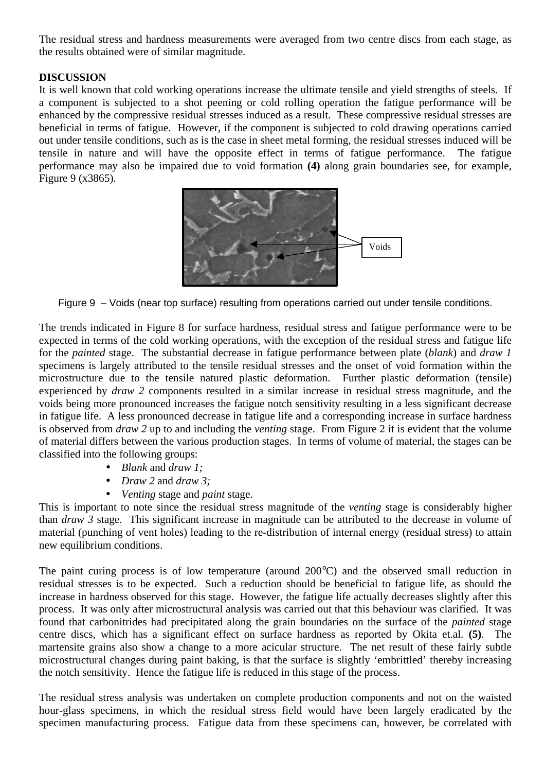The residual stress and hardness measurements were averaged from two centre discs from each stage, as the results obtained were of similar magnitude.

**DISCUSSION**

It is well known that cold working operations increase the ultimate tensile and yield strengths of steels. If a component is subjected to a shot peening or cold rolling operation the fatigue performance will be enhanced by the compressive residual stresses induced as a result. These compressive residual stresses are beneficial in terms of fatigue. However, if the component is subjected to cold drawing operations carried out under tensile conditions, such as is the case in sheet metal forming, the residual stresses induced will be tensile in nature and will have the opposite effect in terms of fatigue performance. The fatigue performance may also be impaired due to void formation **(4)** along grain boundaries see, for example, Figure 9 (x3865).

Figure 9 – Voids (near top surface) resulting from operations carried out under tensile conditions.

The trends indicated in Figure 8 for surface hardness, residual stress and fatigue performance were to be expected in terms of the cold working operations, with the exception of the residual stress and fatigue life for the *painted* stage. The substantial decrease in fatigue performance between plate (*blank*) and *draw 1* specimens is largely attributed to the tensile residual stresses and the onset of void formation within the microstructure due to the tensile natured plastic deformation. Further plastic deformation (tensile) experienced by *draw 2* components resulted in a similar increase in residual stress magnitude, and the voids being more pronounced increases the fatigue notch sensitivity resulting in a less significant decrease in fatigue life. A less pronounced decrease in fatigue life and a corresponding increase in surface hardness is observed from *draw 2* up to and including the *venting* stage. From Figure 2 it is evident that the volume of material differs between the various production stages. In terms of volume of material, the stages can be classified into the following groups:

- *Blank* and *draw 1;*
- *Draw 2* and *draw 3;*
- *Venting* stage and *paint* stage.

This is important to note since the residual stress magnitude of the *venting* stage is considerably higher than *draw 3* stage. This significant increase in magnitude can be attributed to the decrease in volume of material (punching of vent holes) leading to the re-distribution of internal energy (residual stress) to attain new equilibrium conditions.

The paint curing process is of low temperature (around 200°C) and the observed small reduction in residual stresses is to be expected. Such a reduction should be beneficial to fatigue life, as should the increase in hardness observed for this stage. However, the fatigue life actually decreases slightly after this process. It was only after microstructural analysis was carried out that this behaviour was clarified. It was found that carbonitrides had precipitated along the grain boundaries on the surface of the *painted* stage centre discs, which has a significant effect on surface hardness as reported by Okita et.al. **(5)**. The martensite grains also show a change to a more acicular structure. The net result of these fairly subtle microstructural changes during paint baking, is that the surface is slightly 'embrittled' thereby increasing the notch sensitivity. Hence the fatigue life is reduced in this stage of the process.

The residual stress analysis was undertaken on complete production components and not on the waisted hour-glass specimens, in which the residual stress field would have been largely eradicated by the specimen manufacturing process. Fatigue data from these specimens can, however, be correlated with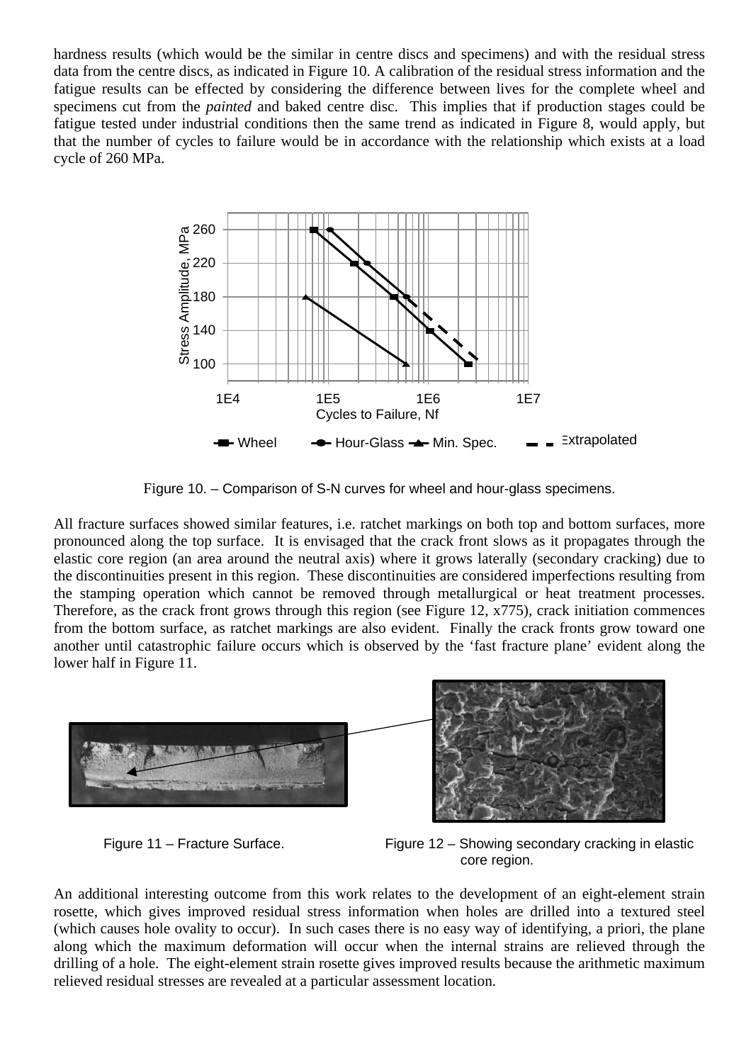hardness results (which would be the similar in centre discs and specimens) and with the residual stress data from the centre discs, as indicated in Figure 10. A calibration of the residual stress information and the fatigue results can be effected by considering the difference between lives for the complete wheel and specimens cut from the *painted* and baked centre disc. This implies that if production stages could be fatigue tested under industrial conditions then the same trend as indicated in Figure 8, would apply, but that the number of cycles to failure would be in accordance with the relationship which exists at a load cycle of 260 MPa.

Figure 10. – Comparison of S-N curves for wheel and hour-glass specimens.

All fracture surfaces showed similar features, i.e. ratchet markings on both top and bottom surfaces, more pronounced along the top surface. It is envisaged that the crack front slows as it propagates through the elastic core region (an area around the neutral axis) where it grows laterally (secondary cracking) due to the discontinuities present in this region. These discontinuities are considered imperfections resulting from the stamping operation which cannot be removed through metallurgical or heat treatment processes. Therefore, as the crack front grows through this region (see Figure 12, x775), crack initiation commences from the bottom surface, as ratchet markings are also evident. Finally the crack fronts grow toward one another until catastrophic failure occurs which is observed by the 'fast fracture plane' evident along the lower half in Figure 11.

Figure 11 – Fracture Surface.

Figure 12 – Showing secondary cracking in elastic core region.

An additional interesting outcome from this work relates to the development of an eight-element strain rosette, which gives improved residual stress information when holes are drilled into a textured steel (which causes hole ovality to occur). In such cases there is no easy way of identifying, a priori, the plane along which the maximum deformation will occur when the internal strains are relieved through the drilling of a hole. The eight-element strain rosette gives improved results because the arithmetic maximum relieved residual stresses are revealed at a particular assessment location.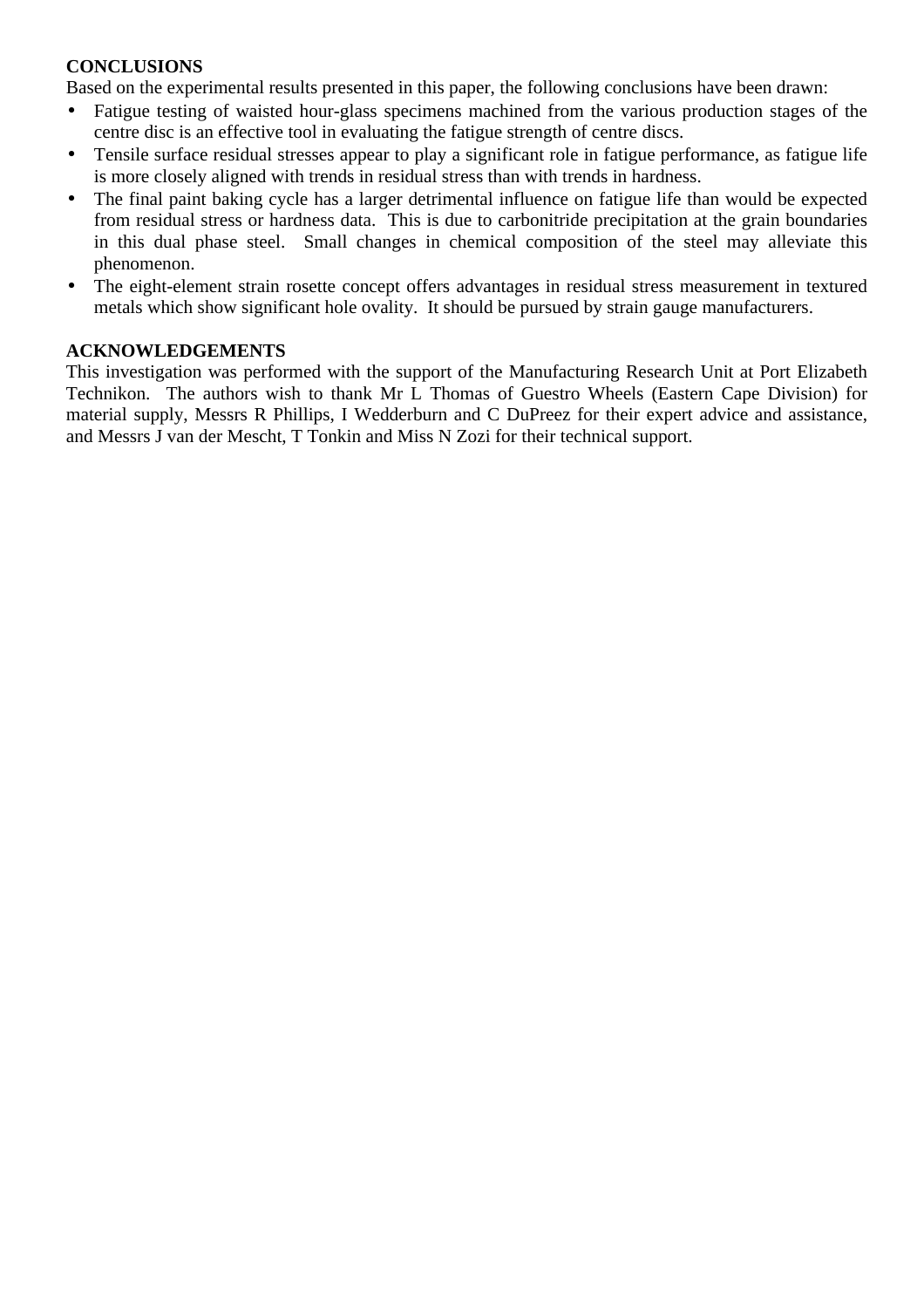## CONCLUSIONS

Based on the experimental results presented in this paper, the following conclusions have been drawn:

- Fatigue testing of waisted hour-glass specimens machined from the various production stages of the centre disc is an effective tool in evaluating the fatigue strength of centre discs.
- Tensile surface residual stresses appear to play a significant role in fatigue performance, as fatigue life is more closely aligned with trends in residual stress than with trends in hardness.
- The final paint baking cycle has a larger detrimental influence on fatigue life than would be expected from residual stress or hardness data. This is due to carbonitride precipitation at the grain boundaries in this dual phase steel. Small changes in chemical composition of the steel may alleviate this phenomenon.
- The eight-element strain rosette concept offers advantages in residual stress measurement in textured metals which show significant hole ovality. It should be pursued by strain gauge manufacturers.

## ACKNOWLEDGEMENTS

This investigation was performed with the support of the Manufacturing Research Unit at Port Elizabeth Technikon. The authors wish to thank Mr L Thomas of Guestro Wheels (Eastern Cape Division) for material supply, Messrs R Phillips, I Wedderburn and C DuPreez for their expert advice and assistance, and Messrs J van der Mescht, T Tonkin and Miss N Zozi for their technical support.